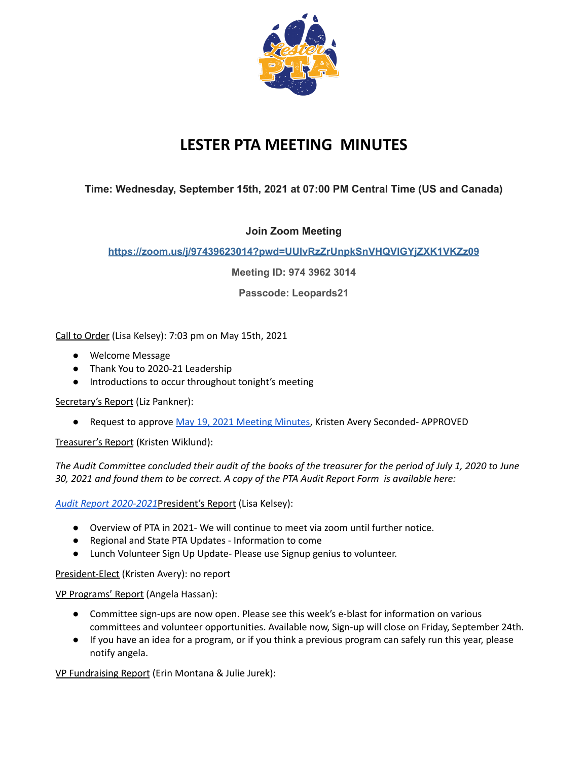# LESTER PTA MEETING MINUTES

**Time: Wednesday, September 15th, 2021 at 07:00 PM Central Time (US and Canada)**

**Join Zoom Meeting**

**https://zoom.us/j/97439623014?pwd=UUlvRzZrUnpkSnVHQVlGYjZXK1VKZz09**

**Meeting ID: 974 3962 3014**

**Passcode: Leopards21**

Call to Order (Lisa Kelsey): 7:03 pm on May 15th, 2021

- Welcome Message
- Thank You to 2020-21 Leadership
- Introductions to occur throughout tonight's meeting

Secretary's Report (Liz Pankner):

- Request to approve May 19, 2021 Meeting Minutes, Kristen Avery Seconded- APPROVED

Treasurer's Report (Kristen Wiklund):

*The Audit Committee concluded their audit of the books of the treasurer for the period of July 1, 2020 to June 30, 2021 and found them to be correct. A copy of the PTA Audit Report Form is available here:*

*Audit Report 2020-2021*President's Report (Lisa Kelsey):

- Overview of PTA in 2021- We will continue to meet via zoom until further notice.
- Regional and State PTA Updates - Information to come
- Lunch Volunteer Sign Up Update- Please use Signup genius to volunteer.

President-Elect (Kristen Avery): no report

VP Programs' Report (Angela Hassan):

- Committee sign-ups are now open. Please see this week's e-blast for information on various committees and volunteer opportunities. Available now, Sign-up will close on Friday, September 24th.
- If you have an idea for a program, or if you think a previous program can safely run this year, please notify angela.

VP Fundraising Report (Erin Montana & Julie Jurek):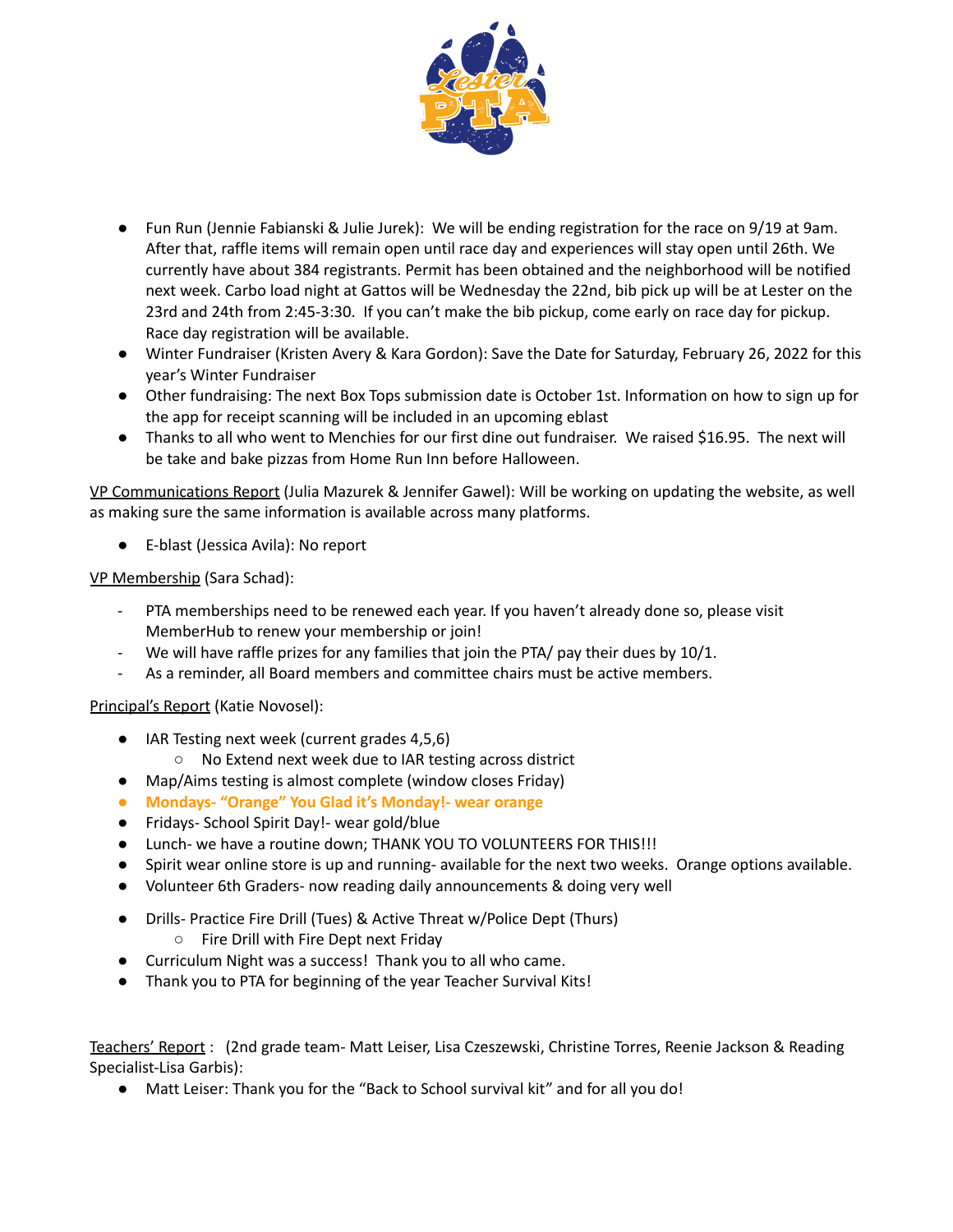- Fun Run (Jennie Fabianski & Julie Jurek): We will be ending registration for the race on 9/19 at 9am. After that, raffle items will remain open until race day and experiences will stay open until 26th. We currently have about 384 registrants. Permit has been obtained and the neighborhood will be notified next week. Carbo load night at Gattos will be Wednesday the 22nd, bib pick up will be at Lester on the 23rd and 24th from 2:45-3:30. If you can't make the bib pickup, come early on race day for pickup. Race day registration will be available.
- Winter Fundraiser (Kristen Avery & Kara Gordon): Save the Date for Saturday, February 26, 2022 for this year's Winter Fundraiser
- Other fundraising: The next Box Tops submission date is October 1st. Information on how to sign up for the app for receipt scanning will be included in an upcoming eblast
- Thanks to all who went to Menchies for our first dine out fundraiser. We raised $16.95. The next will be take and bake pizzas from Home Run Inn before Halloween.

<u>VP Communications Report</u> (Julia Mazurek & Jennifer Gawel): Will be working on updating the website, as well as making sure the same information is available across many platforms.

- E-blast (Jessica Avila): No report

<u>VP Membership</u> (Sara Schad):

- PTA memberships need to be renewed each year. If you haven't already done so, please visit MemberHub to renew your membership or join!
- We will have raffle prizes for any families that join the PTA/ pay their dues by 10/1.
- As a reminder, all Board members and committee chairs must be active members.

<u>Principal's Report</u> (Katie Novosel):

- IAR Testing next week (current grades 4,5,6)
  - No Extend next week due to IAR testing across district
- Map/Aims testing is almost complete (window closes Friday)
- **Mondays- "Orange" You Glad it's Monday!- wear orange**
- Fridays- School Spirit Day!- wear gold/blue
- Lunch- we have a routine down; THANK YOU TO VOLUNTEERS FOR THIS!!!
- Spirit wear online store is up and running- available for the next two weeks. Orange options available.
- Volunteer 6th Graders- now reading daily announcements & doing very well
- Drills- Practice Fire Drill (Tues) & Active Threat w/Police Dept (Thurs)
  - Fire Drill with Fire Dept next Friday
- Curriculum Night was a success! Thank you to all who came.
- Thank you to PTA for beginning of the year Teacher Survival Kits!

<u>Teachers' Report</u> : (2nd grade team- Matt Leiser, Lisa Czeszewski, Christine Torres, Reenie Jackson & Reading Specialist-Lisa Garbis):

- Matt Leiser: Thank you for the "Back to School survival kit" and for all you do!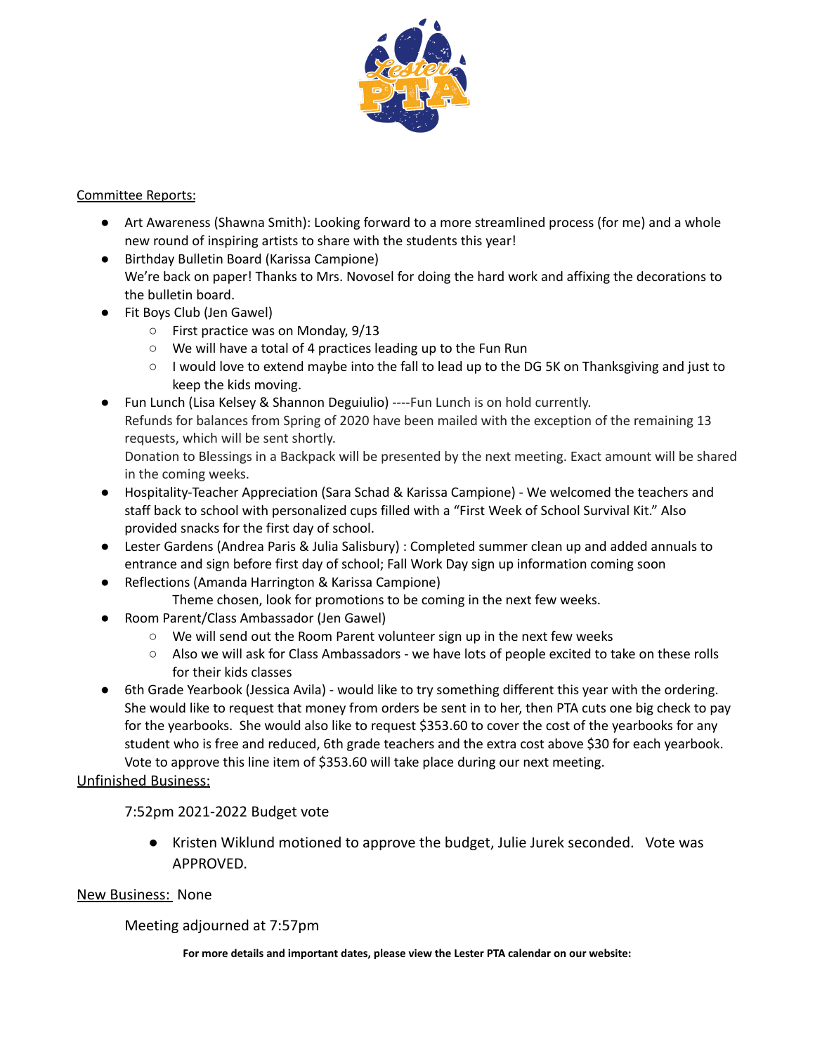Committee Reports:

- Art Awareness (Shawna Smith): Looking forward to a more streamlined process (for me) and a whole new round of inspiring artists to share with the students this year!
- Birthday Bulletin Board (Karissa Campione)
  We're back on paper! Thanks to Mrs. Novosel for doing the hard work and affixing the decorations to the bulletin board.
- Fit Boys Club (Jen Gawel)
  - First practice was on Monday, 9/13
  - We will have a total of 4 practices leading up to the Fun Run
  - I would love to extend maybe into the fall to lead up to the DG 5K on Thanksgiving and just to keep the kids moving.
- Fun Lunch (Lisa Kelsey & Shannon Deguiulio) ----Fun Lunch is on hold currently.
  Refunds for balances from Spring of 2020 have been mailed with the exception of the remaining 13 requests, which will be sent shortly.
  Donation to Blessings in a Backpack will be presented by the next meeting. Exact amount will be shared in the coming weeks.
- Hospitality-Teacher Appreciation (Sara Schad & Karissa Campione) - We welcomed the teachers and staff back to school with personalized cups filled with a "First Week of School Survival Kit." Also provided snacks for the first day of school.
- Lester Gardens (Andrea Paris & Julia Salisbury) : Completed summer clean up and added annuals to entrance and sign before first day of school; Fall Work Day sign up information coming soon
- Reflections (Amanda Harrington & Karissa Campione)
  Theme chosen, look for promotions to be coming in the next few weeks.
- Room Parent/Class Ambassador (Jen Gawel)
  - We will send out the Room Parent volunteer sign up in the next few weeks
  - Also we will ask for Class Ambassadors - we have lots of people excited to take on these rolls for their kids classes
- 6th Grade Yearbook (Jessica Avila) - would like to try something different this year with the ordering. She would like to request that money from orders be sent in to her, then PTA cuts one big check to pay for the yearbooks. She would also like to request $353.60 to cover the cost of the yearbooks for any student who is free and reduced, 6th grade teachers and the extra cost above $30 for each yearbook. Vote to approve this line item of $353.60 will take place during our next meeting.

Unfinished Business:

7:52pm 2021-2022 Budget vote

- Kristen Wiklund motioned to approve the budget, Julie Jurek seconded. Vote was APPROVED.

New Business: None

Meeting adjourned at 7:57pm

**For more details and important dates, please view the Lester PTA calendar on our website:**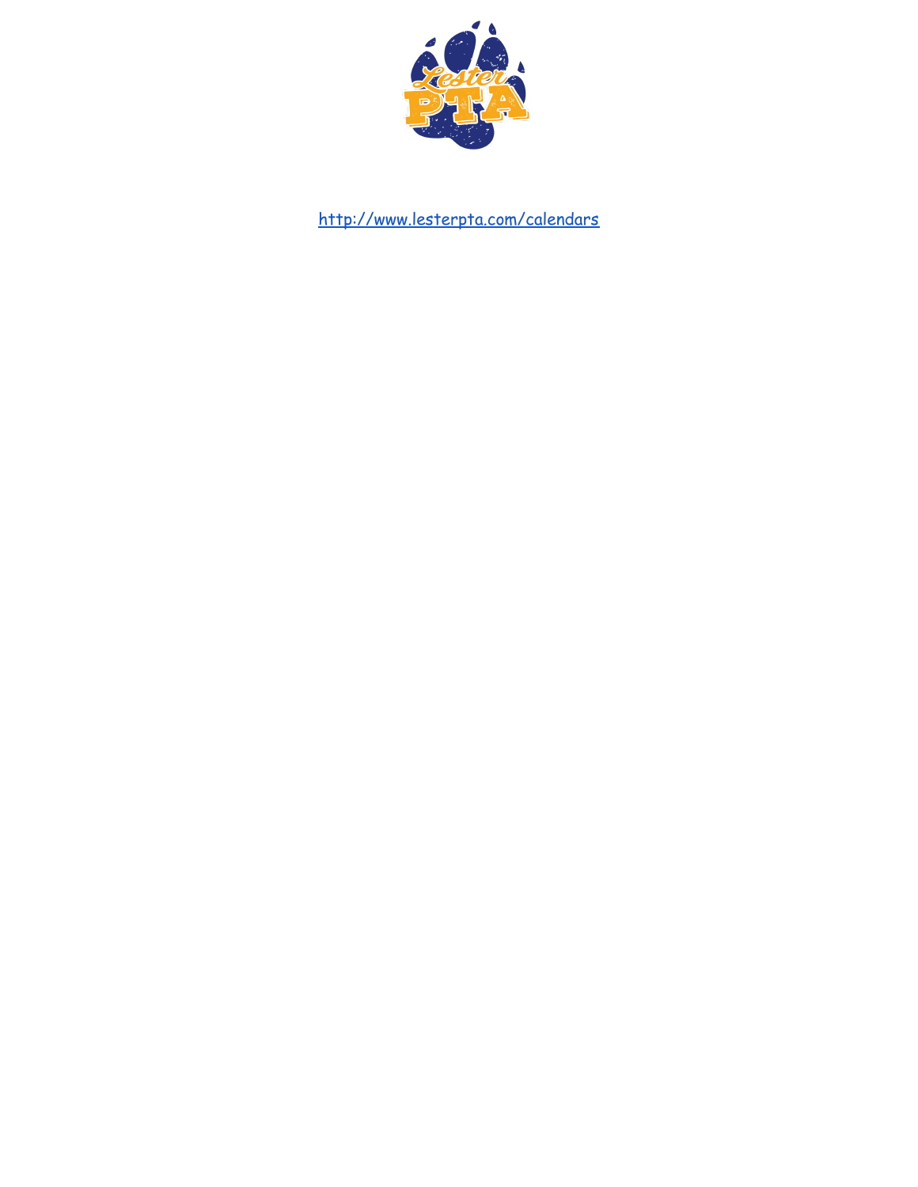http://www.lesterpta.com/calendars